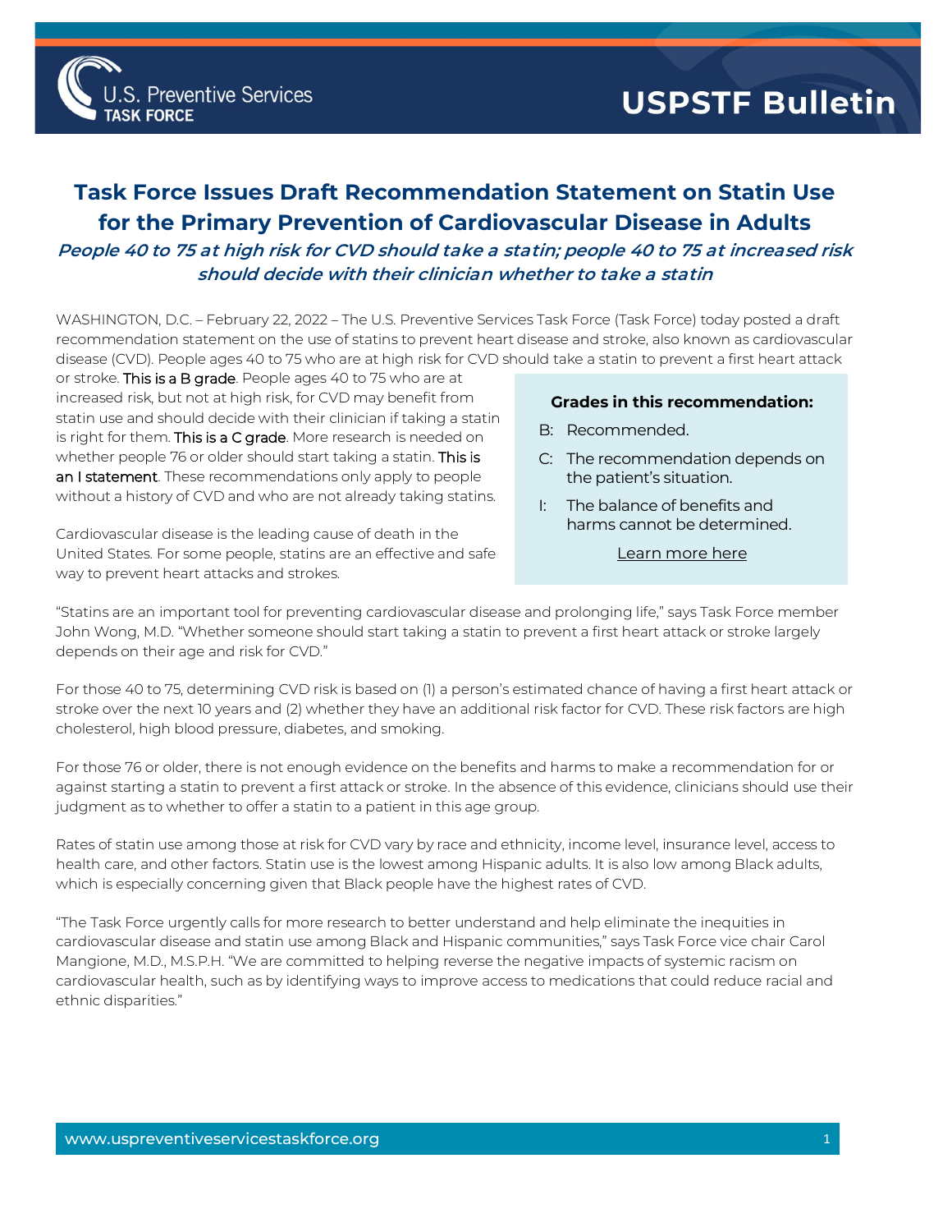# USPSTF Bulletin

## Task Force Issues Draft Recommendation Statement on Statin Use for the Primary Prevention of Cardiovascular Disease in Adults

***People 40 to 75 at high risk for CVD should take a statin; people 40 to 75 at increased risk should decide with their clinician whether to take a statin***

WASHINGTON, D.C. – February 22, 2022 – The U.S. Preventive Services Task Force (Task Force) today posted a draft recommendation statement on the use of statins to prevent heart disease and stroke, also known as cardiovascular disease (CVD). People ages 40 to 75 who are at high risk for CVD should take a statin to prevent a first heart attack or stroke. This is a B grade. People ages 40 to 75 who are at increased risk, but not at high risk, for CVD may benefit from statin use and should decide with their clinician if taking a statin is right for them. This is a C grade. More research is needed on whether people 76 or older should start taking a statin. This is an I statement. These recommendations only apply to people without a history of CVD and who are not already taking statins.

> **Grades in this recommendation:**
>
> B: Recommended.
>
> C: The recommendation depends on the patient's situation.
>
> I: The balance of benefits and harms cannot be determined.
>
> Learn more here

Cardiovascular disease is the leading cause of death in the United States. For some people, statins are an effective and safe way to prevent heart attacks and strokes.

"Statins are an important tool for preventing cardiovascular disease and prolonging life," says Task Force member John Wong, M.D. "Whether someone should start taking a statin to prevent a first heart attack or stroke largely depends on their age and risk for CVD."

For those 40 to 75, determining CVD risk is based on (1) a person's estimated chance of having a first heart attack or stroke over the next 10 years and (2) whether they have an additional risk factor for CVD. These risk factors are high cholesterol, high blood pressure, diabetes, and smoking.

For those 76 or older, there is not enough evidence on the benefits and harms to make a recommendation for or against starting a statin to prevent a first attack or stroke. In the absence of this evidence, clinicians should use their judgment as to whether to offer a statin to a patient in this age group.

Rates of statin use among those at risk for CVD vary by race and ethnicity, income level, insurance level, access to health care, and other factors. Statin use is the lowest among Hispanic adults. It is also low among Black adults, which is especially concerning given that Black people have the highest rates of CVD.

"The Task Force urgently calls for more research to better understand and help eliminate the inequities in cardiovascular disease and statin use among Black and Hispanic communities," says Task Force vice chair Carol Mangione, M.D., M.S.P.H. "We are committed to helping reverse the negative impacts of systemic racism on cardiovascular health, such as by identifying ways to improve access to medications that could reduce racial and ethnic disparities."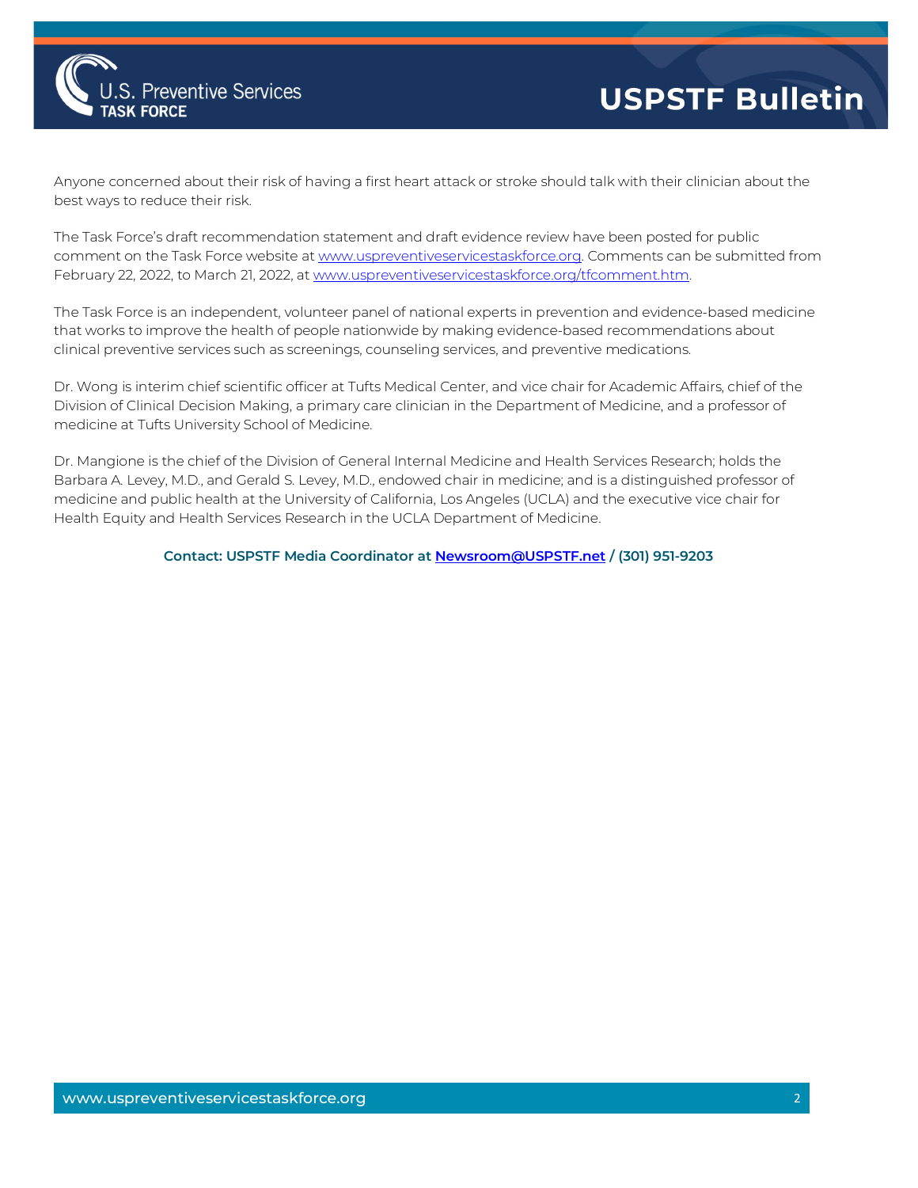Anyone concerned about their risk of having a first heart attack or stroke should talk with their clinician about the best ways to reduce their risk.

The Task Force's draft recommendation statement and draft evidence review have been posted for public comment on the Task Force website at [www.uspreventiveservicestaskforce.org](http://www.uspreventiveservicestaskforce.org). Comments can be submitted from February 22, 2022, to March 21, 2022, at [www.uspreventiveservicestaskforce.org/tfcomment.htm](http://www.uspreventiveservicestaskforce.org/tfcomment.htm).

The Task Force is an independent, volunteer panel of national experts in prevention and evidence-based medicine that works to improve the health of people nationwide by making evidence-based recommendations about clinical preventive services such as screenings, counseling services, and preventive medications.

Dr. Wong is interim chief scientific officer at Tufts Medical Center, and vice chair for Academic Affairs, chief of the Division of Clinical Decision Making, a primary care clinician in the Department of Medicine, and a professor of medicine at Tufts University School of Medicine.

Dr. Mangione is the chief of the Division of General Internal Medicine and Health Services Research; holds the Barbara A. Levey, M.D., and Gerald S. Levey, M.D., endowed chair in medicine; and is a distinguished professor of medicine and public health at the University of California, Los Angeles (UCLA) and the executive vice chair for Health Equity and Health Services Research in the UCLA Department of Medicine.

**Contact: USPSTF Media Coordinator at [Newsroom@USPSTF.net](mailto:Newsroom@USPSTF.net) / (301) 951-9203**